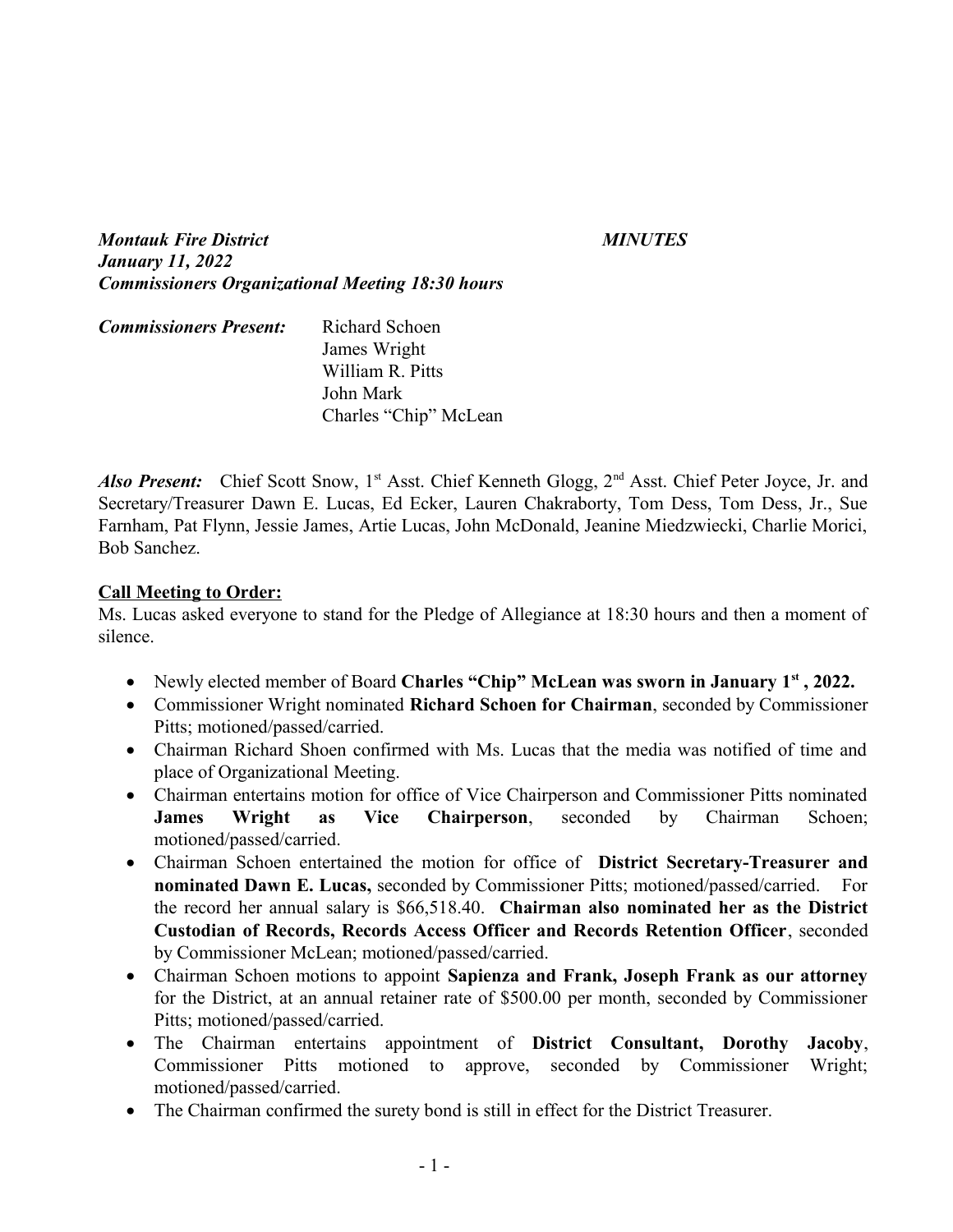***Montauk Fire District*** ***MINUTES***
***January 11, 2022***
***Commissioners Organizational Meeting 18:30 hours***

***Commissioners Present:*** Richard Schoen
James Wright
William R. Pitts
John Mark
Charles "Chip" McLean

***Also Present:*** Chief Scott Snow, 1st Asst. Chief Kenneth Glogg, 2nd Asst. Chief Peter Joyce, Jr. and Secretary/Treasurer Dawn E. Lucas, Ed Ecker, Lauren Chakraborty, Tom Dess, Tom Dess, Jr., Sue Farnham, Pat Flynn, Jessie James, Artie Lucas, John McDonald, Jeanine Miedzwiecki, Charlie Morici, Bob Sanchez.

**Call Meeting to Order:**

Ms. Lucas asked everyone to stand for the Pledge of Allegiance at 18:30 hours and then a moment of silence.

- Newly elected member of Board **Charles "Chip" McLean was sworn in January 1st , 2022.**
- Commissioner Wright nominated **Richard Schoen for Chairman**, seconded by Commissioner Pitts; motioned/passed/carried.
- Chairman Richard Shoen confirmed with Ms. Lucas that the media was notified of time and place of Organizational Meeting.
- Chairman entertains motion for office of Vice Chairperson and Commissioner Pitts nominated **James Wright as Vice Chairperson**, seconded by Chairman Schoen; motioned/passed/carried.
- Chairman Schoen entertained the motion for office of **District Secretary-Treasurer and nominated Dawn E. Lucas,** seconded by Commissioner Pitts; motioned/passed/carried. For the record her annual salary is $66,518.40. **Chairman also nominated her as the District Custodian of Records, Records Access Officer and Records Retention Officer**, seconded by Commissioner McLean; motioned/passed/carried.
- Chairman Schoen motions to appoint **Sapienza and Frank, Joseph Frank as our attorney** for the District, at an annual retainer rate of $500.00 per month, seconded by Commissioner Pitts; motioned/passed/carried.
- The Chairman entertains appointment of **District Consultant, Dorothy Jacoby**, Commissioner Pitts motioned to approve, seconded by Commissioner Wright; motioned/passed/carried.
- The Chairman confirmed the surety bond is still in effect for the District Treasurer.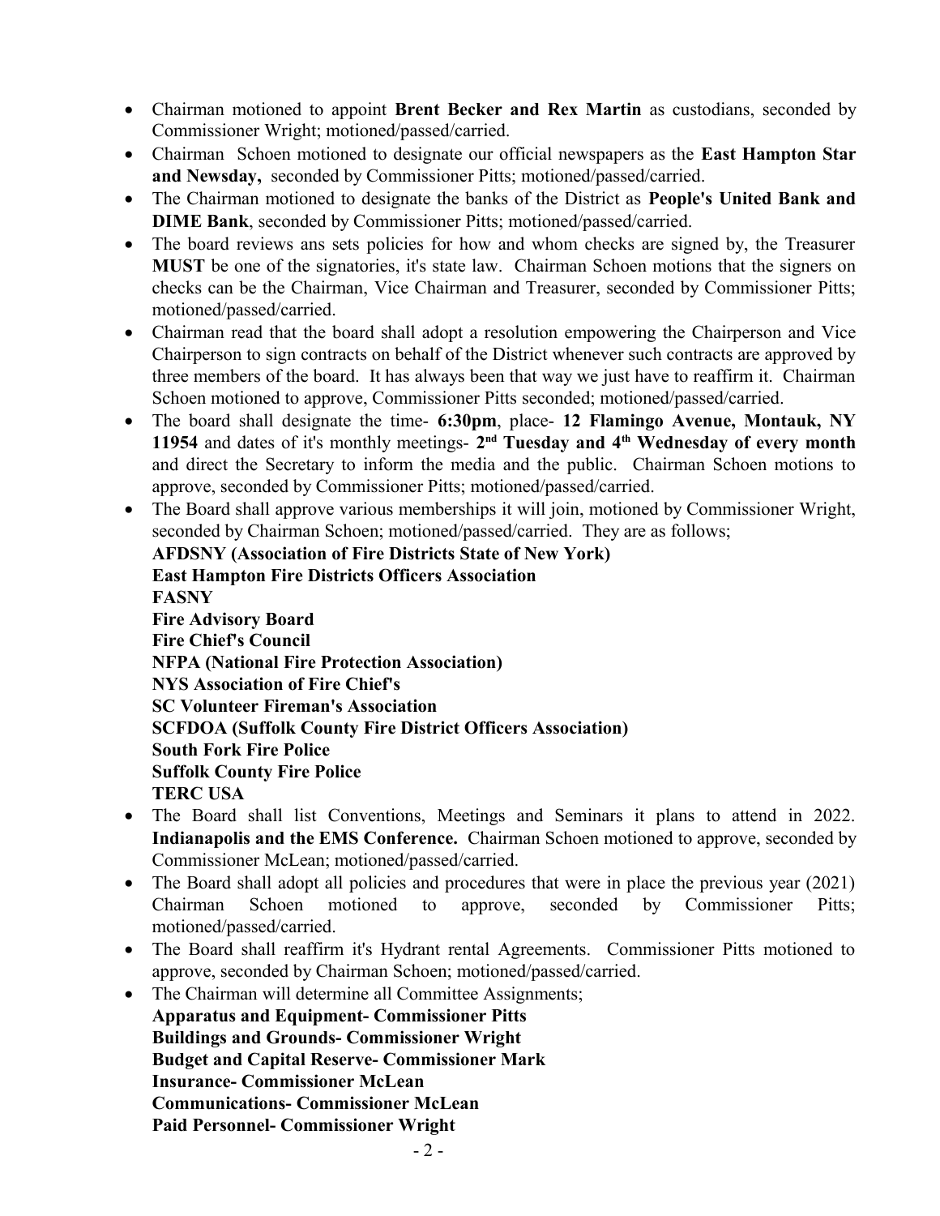- Chairman motioned to appoint **Brent Becker and Rex Martin** as custodians, seconded by Commissioner Wright; motioned/passed/carried.
- Chairman Schoen motioned to designate our official newspapers as the **East Hampton Star and Newsday,** seconded by Commissioner Pitts; motioned/passed/carried.
- The Chairman motioned to designate the banks of the District as **People's United Bank and DIME Bank**, seconded by Commissioner Pitts; motioned/passed/carried.
- The board reviews ans sets policies for how and whom checks are signed by, the Treasurer **MUST** be one of the signatories, it's state law. Chairman Schoen motions that the signers on checks can be the Chairman, Vice Chairman and Treasurer, seconded by Commissioner Pitts; motioned/passed/carried.
- Chairman read that the board shall adopt a resolution empowering the Chairperson and Vice Chairperson to sign contracts on behalf of the District whenever such contracts are approved by three members of the board. It has always been that way we just have to reaffirm it. Chairman Schoen motioned to approve, Commissioner Pitts seconded; motioned/passed/carried.
- The board shall designate the time- **6:30pm**, place- **12 Flamingo Avenue, Montauk, NY 11954** and dates of it's monthly meetings- **2nd Tuesday and 4th Wednesday of every month** and direct the Secretary to inform the media and the public. Chairman Schoen motions to approve, seconded by Commissioner Pitts; motioned/passed/carried.
- The Board shall approve various memberships it will join, motioned by Commissioner Wright, seconded by Chairman Schoen; motioned/passed/carried. They are as follows;
  **AFDSNY (Association of Fire Districts State of New York)**
  **East Hampton Fire Districts Officers Association**
  **FASNY**
  **Fire Advisory Board**
  **Fire Chief's Council**
  **NFPA (National Fire Protection Association)**
  **NYS Association of Fire Chief's**
  **SC Volunteer Fireman's Association**
  **SCFDOA (Suffolk County Fire District Officers Association)**
  **South Fork Fire Police**
  **Suffolk County Fire Police**
  **TERC USA**
- The Board shall list Conventions, Meetings and Seminars it plans to attend in 2022. **Indianapolis and the EMS Conference.** Chairman Schoen motioned to approve, seconded by Commissioner McLean; motioned/passed/carried.
- The Board shall adopt all policies and procedures that were in place the previous year (2021) Chairman Schoen motioned to approve, seconded by Commissioner Pitts; motioned/passed/carried.
- The Board shall reaffirm it's Hydrant rental Agreements. Commissioner Pitts motioned to approve, seconded by Chairman Schoen; motioned/passed/carried.
- The Chairman will determine all Committee Assignments;
  **Apparatus and Equipment- Commissioner Pitts**
  **Buildings and Grounds- Commissioner Wright**
  **Budget and Capital Reserve- Commissioner Mark**
  **Insurance- Commissioner McLean**
  **Communications- Commissioner McLean**
  **Paid Personnel- Commissioner Wright**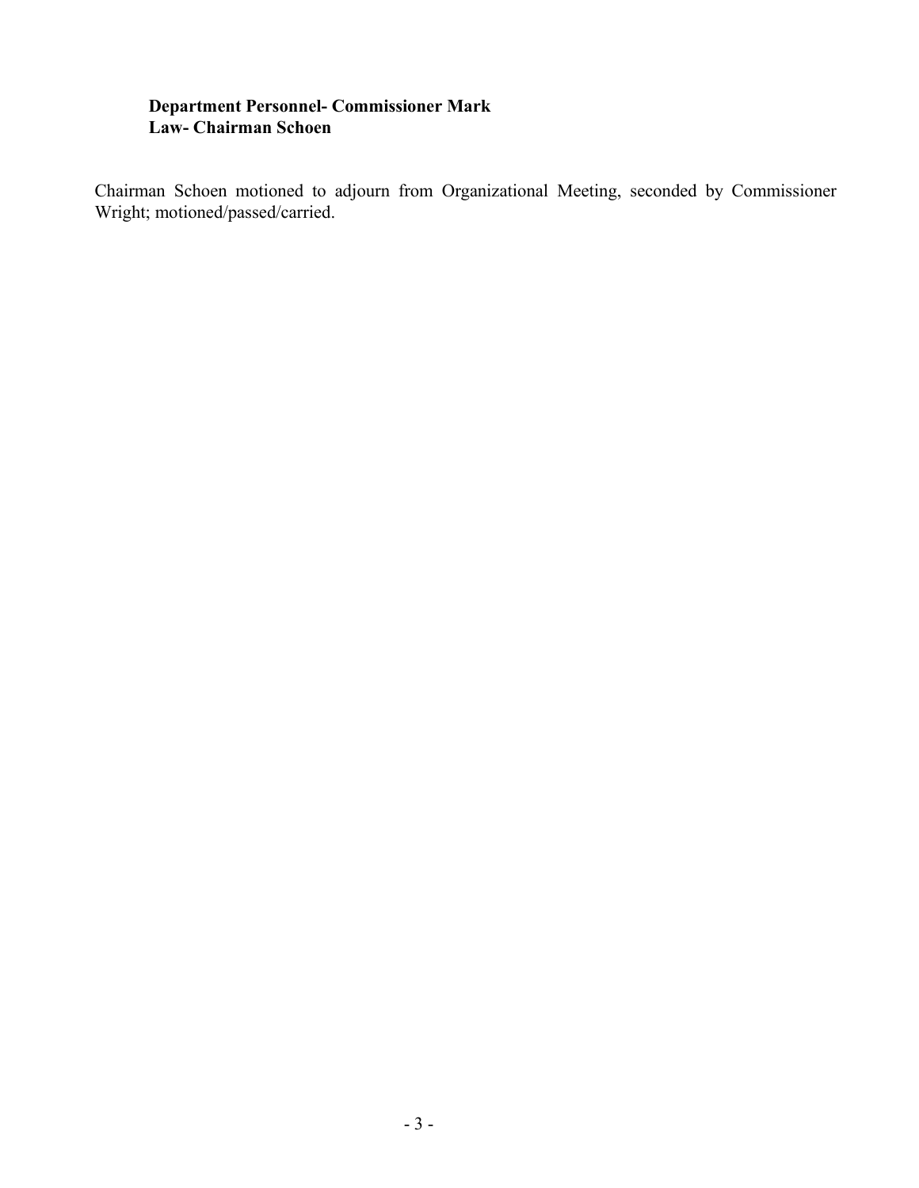**Department Personnel- Commissioner Mark**
**Law- Chairman Schoen**

Chairman Schoen motioned to adjourn from Organizational Meeting, seconded by Commissioner Wright; motioned/passed/carried.